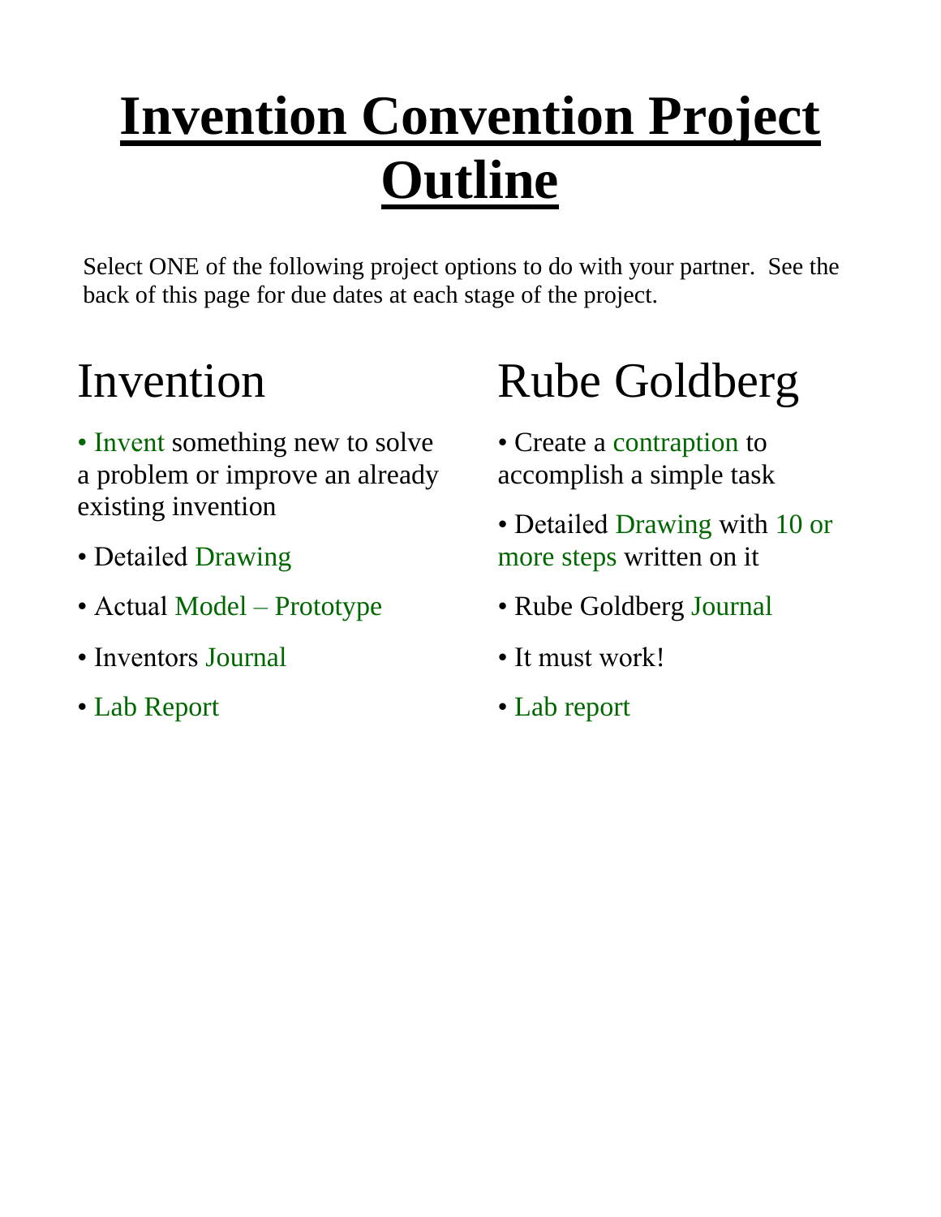# Invention Convention Project Outline

Select ONE of the following project options to do with your partner. See the back of this page for due dates at each stage of the project.

## Invention

- Invent something new to solve a problem or improve an already existing invention
- Detailed Drawing
- Actual Model – Prototype
- Inventors Journal
- Lab Report

## Rube Goldberg

- Create a contraption to accomplish a simple task
- Detailed Drawing with 10 or more steps written on it
- Rube Goldberg Journal
- It must work!
- Lab report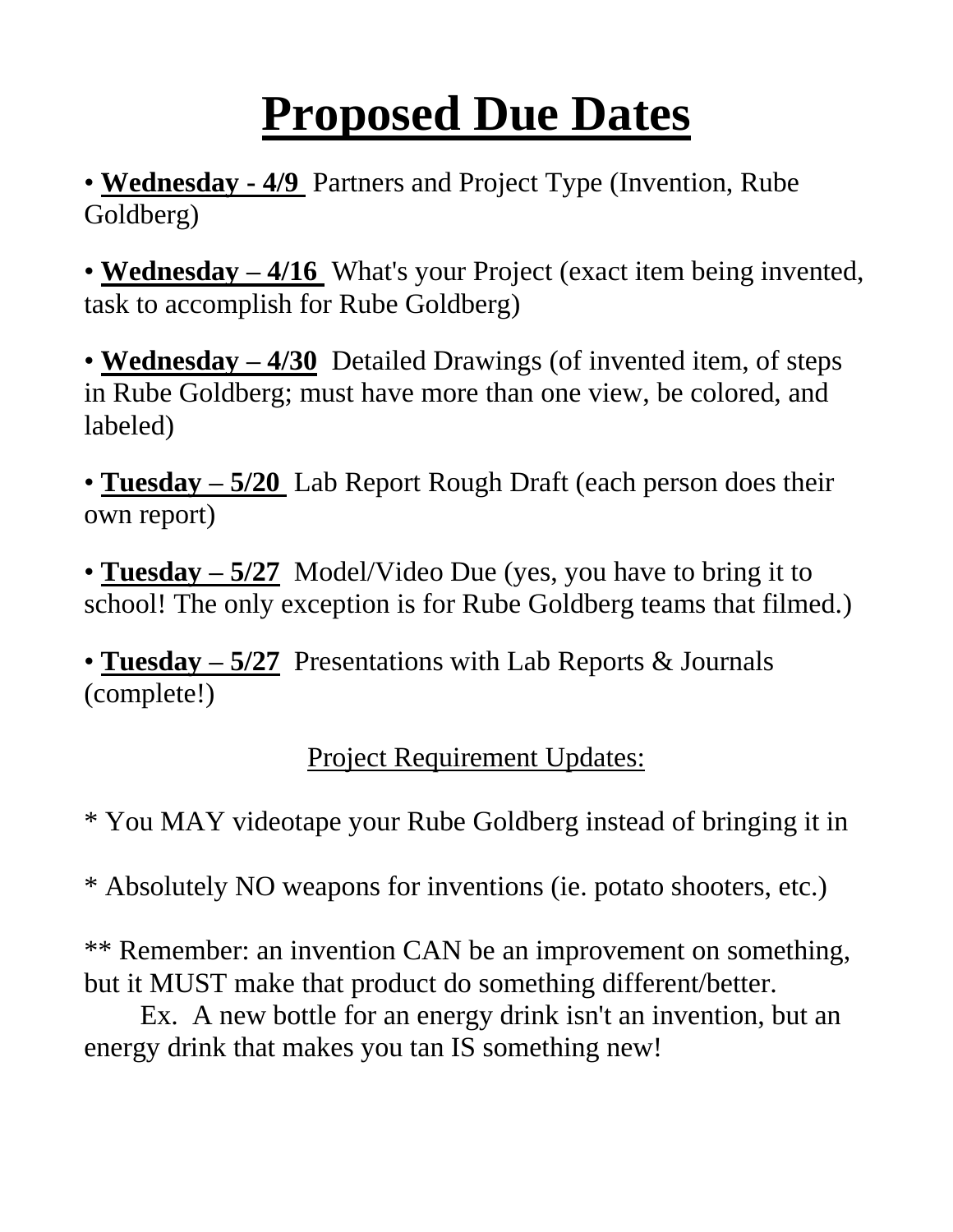# Proposed Due Dates

- **Wednesday - 4/9** Partners and Project Type (Invention, Rube Goldberg)

- **Wednesday – 4/16** What's your Project (exact item being invented, task to accomplish for Rube Goldberg)

- **Wednesday – 4/30** Detailed Drawings (of invented item, of steps in Rube Goldberg; must have more than one view, be colored, and labeled)

- **Tuesday – 5/20** Lab Report Rough Draft (each person does their own report)

- **Tuesday – 5/27** Model/Video Due (yes, you have to bring it to school! The only exception is for Rube Goldberg teams that filmed.)

- **Tuesday – 5/27** Presentations with Lab Reports & Journals (complete!)

<u>Project Requirement Updates:</u>

\* You MAY videotape your Rube Goldberg instead of bringing it in

\* Absolutely NO weapons for inventions (ie. potato shooters, etc.)

** Remember: an invention CAN be an improvement on something, but it MUST make that product do something different/better.

Ex. A new bottle for an energy drink isn't an invention, but an energy drink that makes you tan IS something new!